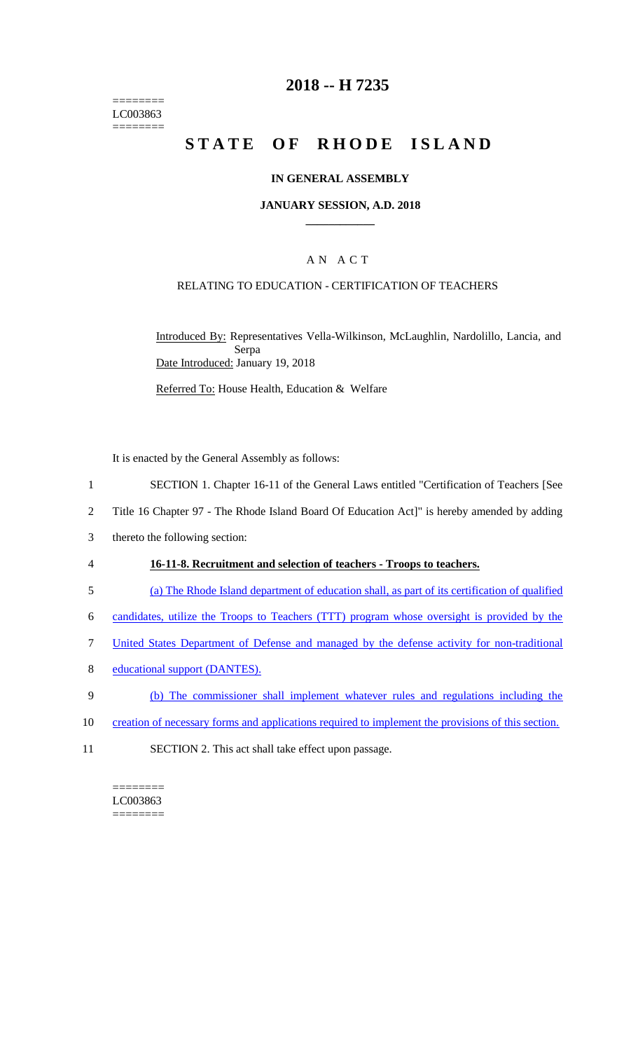========
LC003863
========

# 2018 -- H 7235

# STATE OF RHODE ISLAND

## IN GENERAL ASSEMBLY

### JANUARY SESSION, A.D. 2018

### A N A C T

RELATING TO EDUCATION - CERTIFICATION OF TEACHERS

Introduced By: Representatives Vella-Wilkinson, McLaughlin, Nardolillo, Lancia, and Serpa

Date Introduced: January 19, 2018

Referred To: House Health, Education & Welfare

It is enacted by the General Assembly as follows:

1 SECTION 1. Chapter 16-11 of the General Laws entitled "Certification of Teachers [See
2 Title 16 Chapter 97 - The Rhode Island Board Of Education Act]" is hereby amended by adding
3 thereto the following section:

4 **16-11-8. Recruitment and selection of teachers - Troops to teachers.**

5 (a) The Rhode Island department of education shall, as part of its certification of qualified
6 candidates, utilize the Troops to Teachers (TTT) program whose oversight is provided by the
7 United States Department of Defense and managed by the defense activity for non-traditional
8 educational support (DANTES).

9 (b) The commissioner shall implement whatever rules and regulations including the
10 creation of necessary forms and applications required to implement the provisions of this section.

11 SECTION 2. This act shall take effect upon passage.

========
LC003863
========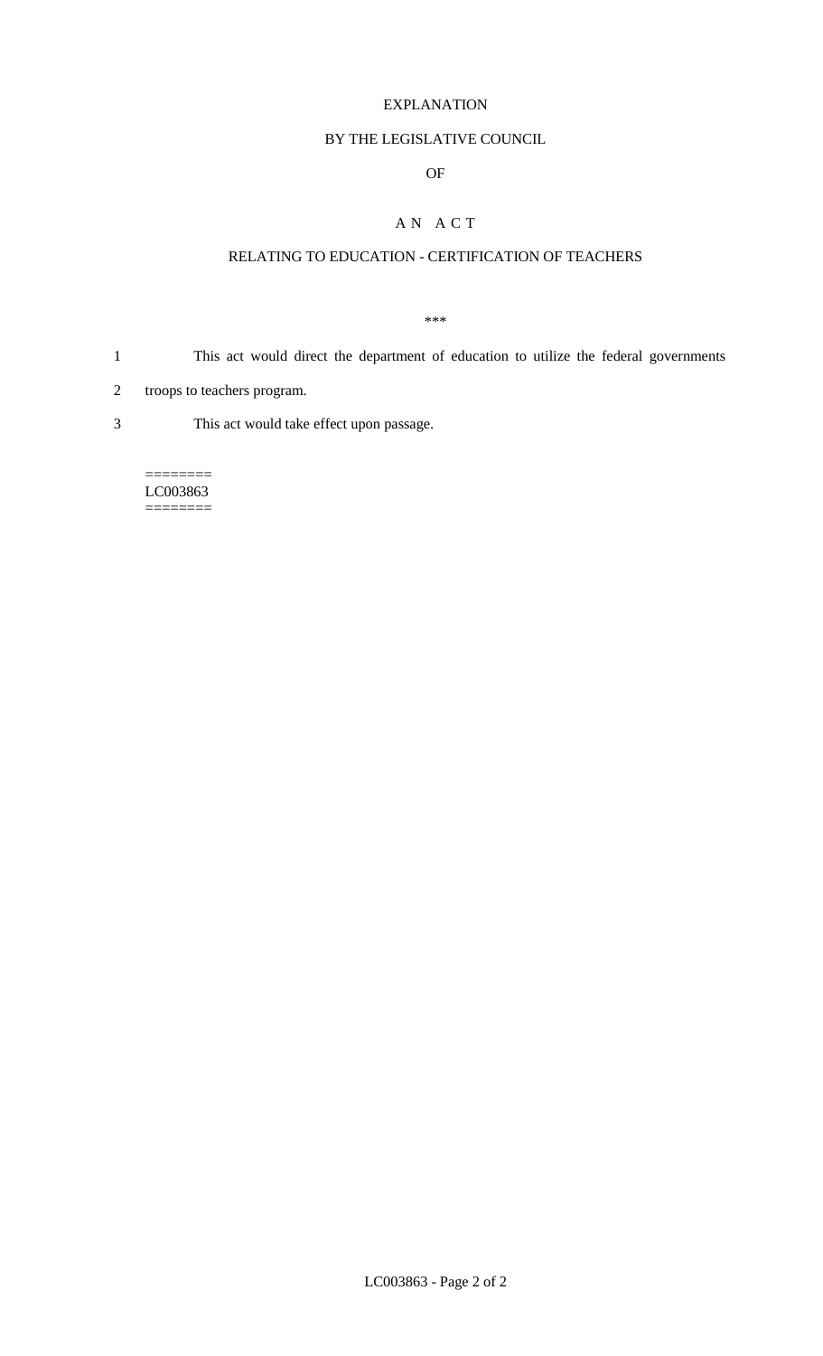EXPLANATION

BY THE LEGISLATIVE COUNCIL

OF

A N A C T

RELATING TO EDUCATION - CERTIFICATION OF TEACHERS

\*\*\*

1 This act would direct the department of education to utilize the federal governments
2 troops to teachers program.

3 This act would take effect upon passage.

========
LC003863
========